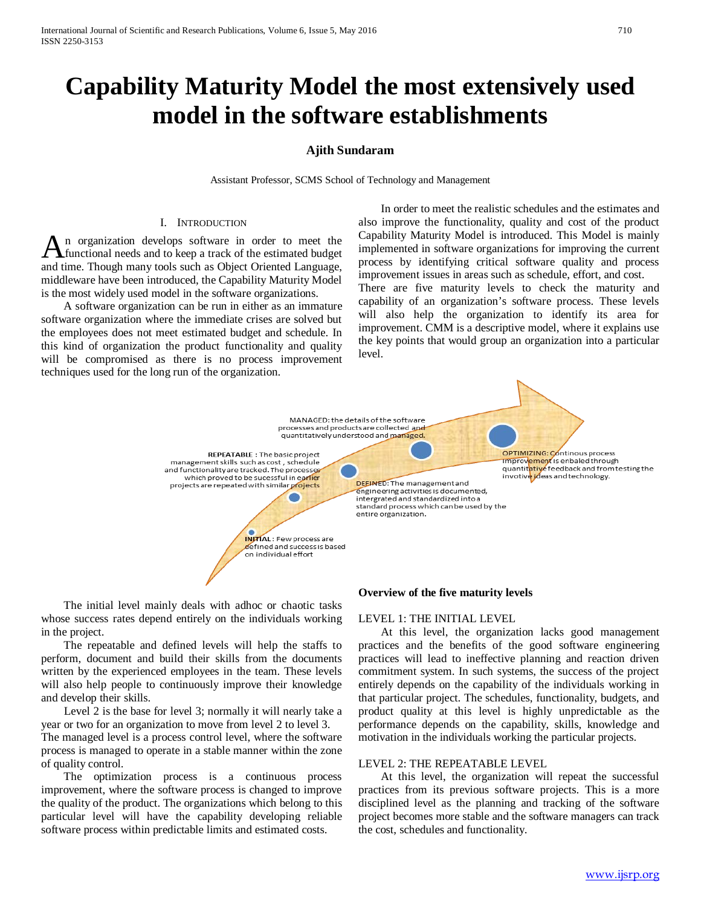// Request: Reproduce the full page, converted to Markdown.
# Capability Maturity Model the most extensively used model in the software establishments

**Ajith Sundaram**

Assistant Professor, SCMS School of Technology and Management

## I. Introduction

An organization develops software in order to meet the functional needs and to keep a track of the estimated budget and time. Though many tools such as Object Oriented Language, middleware have been introduced, the Capability Maturity Model is the most widely used model in the software organizations.

A software organization can be run in either as an immature software organization where the immediate crises are solved but the employees does not meet estimated budget and schedule. In this kind of organization the product functionality and quality will be compromised as there is no process improvement techniques used for the long run of the organization.

In order to meet the realistic schedules and the estimates and also improve the functionality, quality and cost of the product Capability Maturity Model is introduced. This Model is mainly implemented in software organizations for improving the current process by identifying critical software quality and process improvement issues in areas such as schedule, effort, and cost.

There are five maturity levels to check the maturity and capability of an organization's software process. These levels will also help the organization to identify its area for improvement. CMM is a descriptive model, where it explains use the key points that would group an organization into a particular level.

INITIAL: Few process are defined and success is based on individual effort

REPEATABLE : The basic project management skills such as cost , schedule and functionality are tracked. The processes which proved to be sucessful in earlier projects are repeated with similar projects

DEFINED: The management and engineering activities is documented, intergrated and standardized into a standard process which can be used by the entire organization.

MANAGED: the details of the software processes and products are collected and quantitatively understood and managed.

OPTIMIZING: Continous process improvement is enbaled through quantitative feedback and from testing the invotive ideas and technology.

The initial level mainly deals with adhoc or chaotic tasks whose success rates depend entirely on the individuals working in the project.

The repeatable and defined levels will help the staffs to perform, document and build their skills from the documents written by the experienced employees in the team. These levels will also help people to continuously improve their knowledge and develop their skills.

Level 2 is the base for level 3; normally it will nearly take a year or two for an organization to move from level 2 to level 3.

The managed level is a process control level, where the software process is managed to operate in a stable manner within the zone of quality control.

The optimization process is a continuous process improvement, where the software process is changed to improve the quality of the product. The organizations which belong to this particular level will have the capability developing reliable software process within predictable limits and estimated costs.

**Overview of the five maturity levels**

LEVEL 1: THE INITIAL LEVEL

At this level, the organization lacks good management practices and the benefits of the good software engineering practices will lead to ineffective planning and reaction driven commitment system. In such systems, the success of the project entirely depends on the capability of the individuals working in that particular project. The schedules, functionality, budgets, and product quality at this level is highly unpredictable as the performance depends on the capability, skills, knowledge and motivation in the individuals working the particular projects.

LEVEL 2: THE REPEATABLE LEVEL

At this level, the organization will repeat the successful practices from its previous software projects. This is a more disciplined level as the planning and tracking of the software project becomes more stable and the software managers can track the cost, schedules and functionality.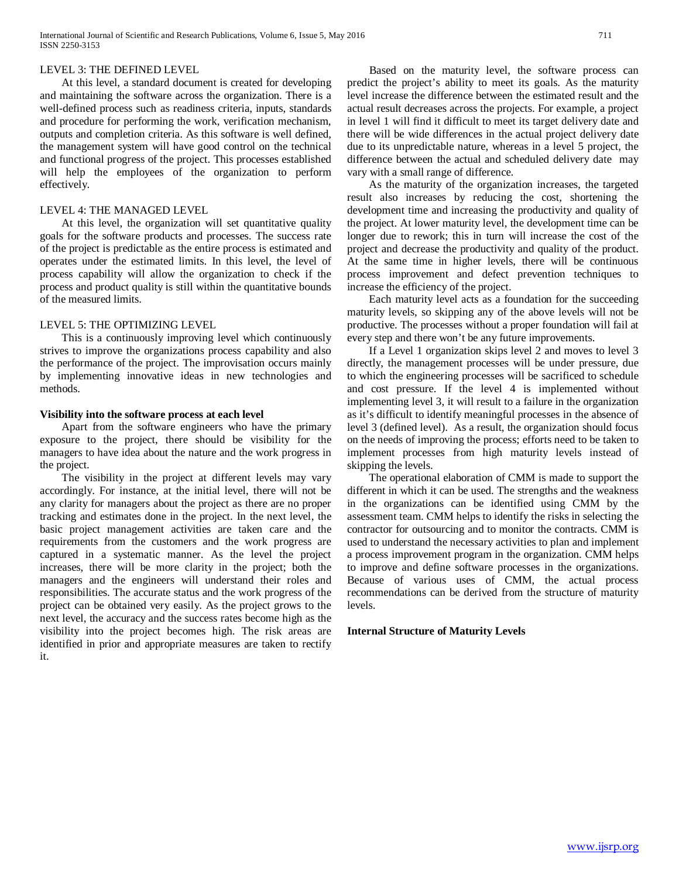LEVEL 3: THE DEFINED LEVEL

At this level, a standard document is created for developing and maintaining the software across the organization. There is a well-defined process such as readiness criteria, inputs, standards and procedure for performing the work, verification mechanism, outputs and completion criteria. As this software is well defined, the management system will have good control on the technical and functional progress of the project. This processes established will help the employees of the organization to perform effectively.

LEVEL 4: THE MANAGED LEVEL

At this level, the organization will set quantitative quality goals for the software products and processes. The success rate of the project is predictable as the entire process is estimated and operates under the estimated limits. In this level, the level of process capability will allow the organization to check if the process and product quality is still within the quantitative bounds of the measured limits.

LEVEL 5: THE OPTIMIZING LEVEL

This is a continuously improving level which continuously strives to improve the organizations process capability and also the performance of the project. The improvisation occurs mainly by implementing innovative ideas in new technologies and methods.

**Visibility into the software process at each level**

Apart from the software engineers who have the primary exposure to the project, there should be visibility for the managers to have idea about the nature and the work progress in the project.

The visibility in the project at different levels may vary accordingly. For instance, at the initial level, there will not be any clarity for managers about the project as there are no proper tracking and estimates done in the project. In the next level, the basic project management activities are taken care and the requirements from the customers and the work progress are captured in a systematic manner. As the level the project increases, there will be more clarity in the project; both the managers and the engineers will understand their roles and responsibilities. The accurate status and the work progress of the project can be obtained very easily. As the project grows to the next level, the accuracy and the success rates become high as the visibility into the project becomes high. The risk areas are identified in prior and appropriate measures are taken to rectify it.

Based on the maturity level, the software process can predict the project's ability to meet its goals. As the maturity level increase the difference between the estimated result and the actual result decreases across the projects. For example, a project in level 1 will find it difficult to meet its target delivery date and there will be wide differences in the actual project delivery date due to its unpredictable nature, whereas in a level 5 project, the difference between the actual and scheduled delivery date may vary with a small range of difference.

As the maturity of the organization increases, the targeted result also increases by reducing the cost, shortening the development time and increasing the productivity and quality of the project. At lower maturity level, the development time can be longer due to rework; this in turn will increase the cost of the project and decrease the productivity and quality of the product. At the same time in higher levels, there will be continuous process improvement and defect prevention techniques to increase the efficiency of the project.

Each maturity level acts as a foundation for the succeeding maturity levels, so skipping any of the above levels will not be productive. The processes without a proper foundation will fail at every step and there won't be any future improvements.

If a Level 1 organization skips level 2 and moves to level 3 directly, the management processes will be under pressure, due to which the engineering processes will be sacrificed to schedule and cost pressure. If the level 4 is implemented without implementing level 3, it will result to a failure in the organization as it's difficult to identify meaningful processes in the absence of level 3 (defined level). As a result, the organization should focus on the needs of improving the process; efforts need to be taken to implement processes from high maturity levels instead of skipping the levels.

The operational elaboration of CMM is made to support the different in which it can be used. The strengths and the weakness in the organizations can be identified using CMM by the assessment team. CMM helps to identify the risks in selecting the contractor for outsourcing and to monitor the contracts. CMM is used to understand the necessary activities to plan and implement a process improvement program in the organization. CMM helps to improve and define software processes in the organizations. Because of various uses of CMM, the actual process recommendations can be derived from the structure of maturity levels.

**Internal Structure of Maturity Levels**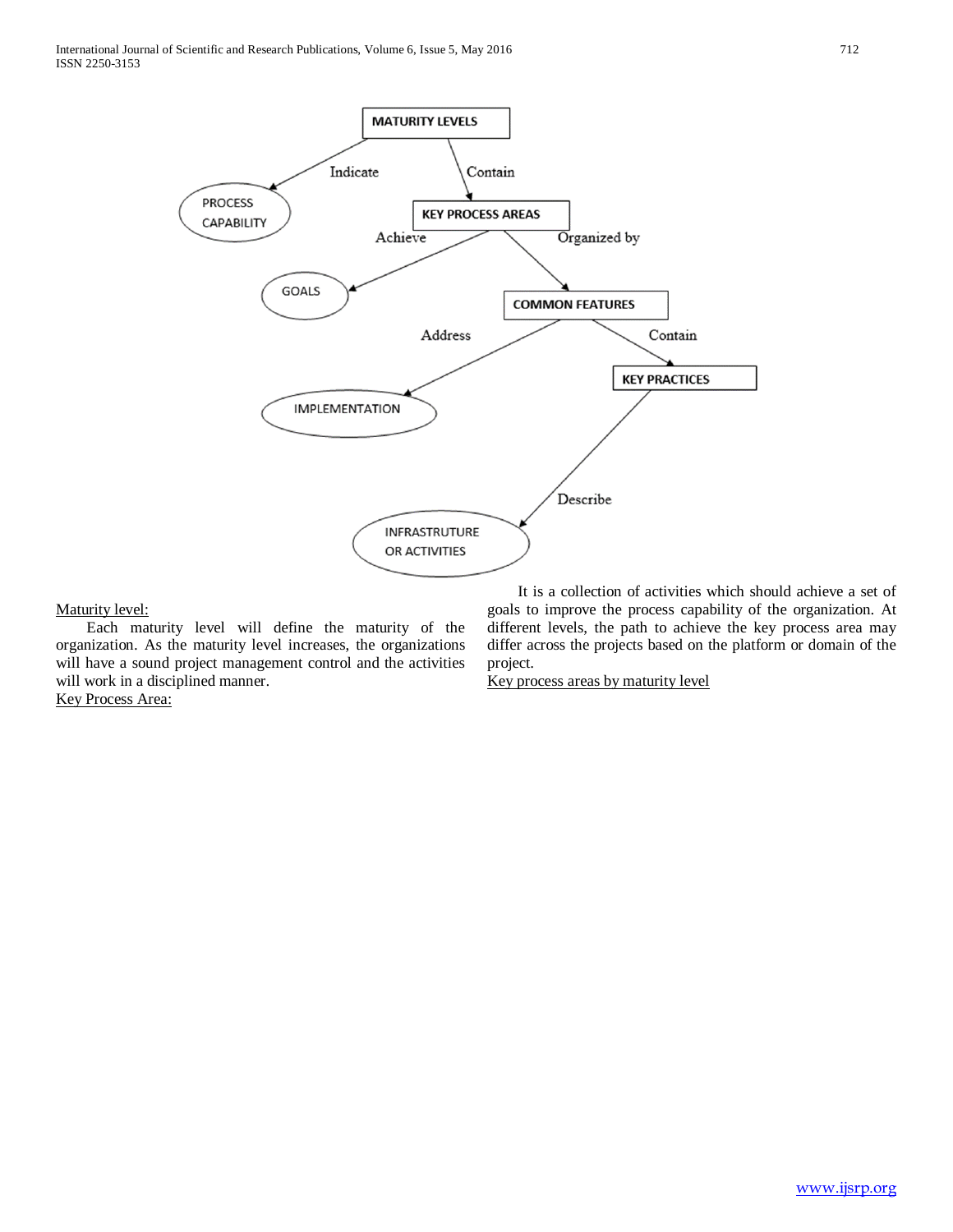Maturity level:

Each maturity level will define the maturity of the organization. As the maturity level increases, the organizations will have a sound project management control and the activities will work in a disciplined manner.

Key Process Area:

It is a collection of activities which should achieve a set of goals to improve the process capability of the organization. At different levels, the path to achieve the key process area may differ across the projects based on the platform or domain of the project.

Key process areas by maturity level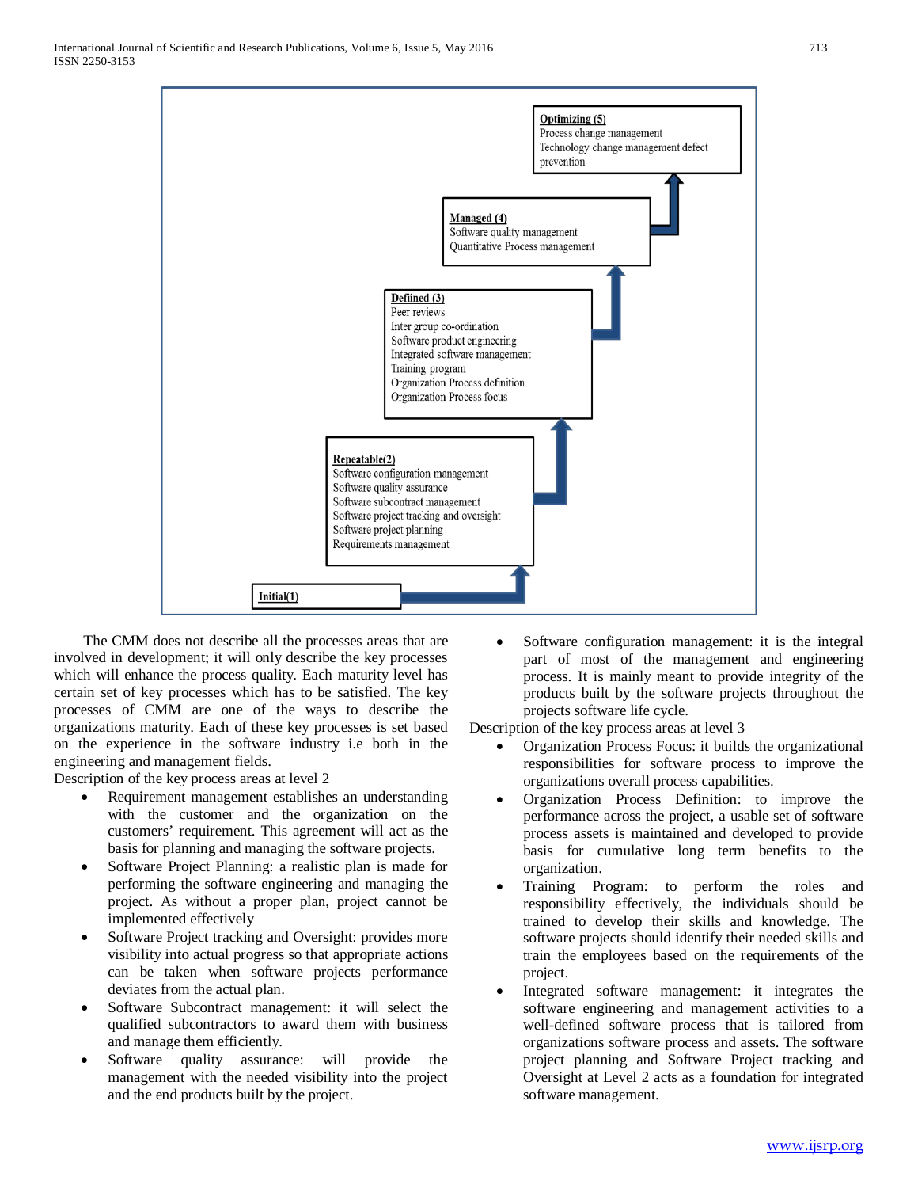**Optimizing (5)**
Process change management
Technology change management defect prevention

**Managed (4)**
Software quality management
Quantitative Process management

**Defined (3)**
Peer reviews
Inter group co-ordination
Software product engineering
Integrated software management
Training program
Organization Process definition
Organization Process focus

**Repeatable(2)**
Software configuration management
Software quality assurance
Software subcontract management
Software project tracking and oversight
Software project planning
Requirements management

**Initial(1)**

The CMM does not describe all the processes areas that are involved in development; it will only describe the key processes which will enhance the process quality. Each maturity level has certain set of key processes which has to be satisfied. The key processes of CMM are one of the ways to describe the organizations maturity. Each of these key processes is set based on the experience in the software industry i.e both in the engineering and management fields.

Description of the key process areas at level 2

- Requirement management establishes an understanding with the customer and the organization on the customers' requirement. This agreement will act as the basis for planning and managing the software projects.
- Software Project Planning: a realistic plan is made for performing the software engineering and managing the project. As without a proper plan, project cannot be implemented effectively
- Software Project tracking and Oversight: provides more visibility into actual progress so that appropriate actions can be taken when software projects performance deviates from the actual plan.
- Software Subcontract management: it will select the qualified subcontractors to award them with business and manage them efficiently.
- Software quality assurance: will provide the management with the needed visibility into the project and the end products built by the project.
- Software configuration management: it is the integral part of most of the management and engineering process. It is mainly meant to provide integrity of the products built by the software projects throughout the projects software life cycle.

Description of the key process areas at level 3

- Organization Process Focus: it builds the organizational responsibilities for software process to improve the organizations overall process capabilities.
- Organization Process Definition: to improve the performance across the project, a usable set of software process assets is maintained and developed to provide basis for cumulative long term benefits to the organization.
- Training Program: to perform the roles and responsibility effectively, the individuals should be trained to develop their skills and knowledge. The software projects should identify their needed skills and train the employees based on the requirements of the project.
- Integrated software management: it integrates the software engineering and management activities to a well-defined software process that is tailored from organizations software process and assets. The software project planning and Software Project tracking and Oversight at Level 2 acts as a foundation for integrated software management.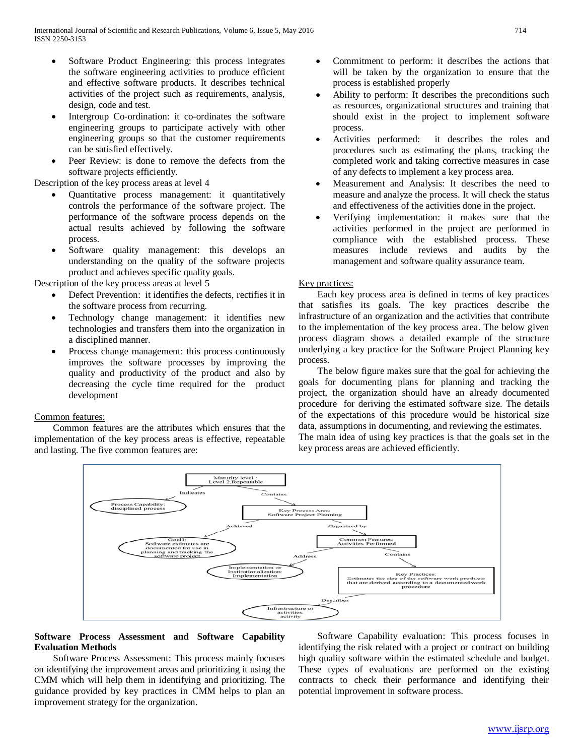- Software Product Engineering: this process integrates the software engineering activities to produce efficient and effective software products. It describes technical activities of the project such as requirements, analysis, design, code and test.
- Intergroup Co-ordination: it co-ordinates the software engineering groups to participate actively with other engineering groups so that the customer requirements can be satisfied effectively.
- Peer Review: is done to remove the defects from the software projects efficiently.

Description of the key process areas at level 4

- Quantitative process management: it quantitatively controls the performance of the software project. The performance of the software process depends on the actual results achieved by following the software process.
- Software quality management: this develops an understanding on the quality of the software projects product and achieves specific quality goals.

Description of the key process areas at level 5

- Defect Prevention: it identifies the defects, rectifies it in the software process from recurring.
- Technology change management: it identifies new technologies and transfers them into the organization in a disciplined manner.
- Process change management: this process continuously improves the software processes by improving the quality and productivity of the product and also by decreasing the cycle time required for the product development

Common features:

Common features are the attributes which ensures that the implementation of the key process areas is effective, repeatable and lasting. The five common features are:

- Commitment to perform: it describes the actions that will be taken by the organization to ensure that the process is established properly
- Ability to perform: It describes the preconditions such as resources, organizational structures and training that should exist in the project to implement software process.
- Activities performed: it describes the roles and procedures such as estimating the plans, tracking the completed work and taking corrective measures in case of any defects to implement a key process area.
- Measurement and Analysis: It describes the need to measure and analyze the process. It will check the status and effectiveness of the activities done in the project.
- Verifying implementation: it makes sure that the activities performed in the project are performed in compliance with the established process. These measures include reviews and audits by the management and software quality assurance team.

Key practices:

Each key process area is defined in terms of key practices that satisfies its goals. The key practices describe the infrastructure of an organization and the activities that contribute to the implementation of the key process area. The below given process diagram shows a detailed example of the structure underlying a key practice for the Software Project Planning key process.

The below figure makes sure that the goal for achieving the goals for documenting plans for planning and tracking the project, the organization should have an already documented procedure for deriving the estimated software size. The details of the expectations of this procedure would be historical size data, assumptions in documenting, and reviewing the estimates.
The main idea of using key practices is that the goals set in the key process areas are achieved efficiently.

**Software Process Assessment and Software Capability Evaluation Methods**

Software Process Assessment: This process mainly focuses on identifying the improvement areas and prioritizing it using the CMM which will help them in identifying and prioritizing. The guidance provided by key practices in CMM helps to plan an improvement strategy for the organization.

Software Capability evaluation: This process focuses in identifying the risk related with a project or contract on building high quality software within the estimated schedule and budget. These types of evaluations are performed on the existing contracts to check their performance and identifying their potential improvement in software process.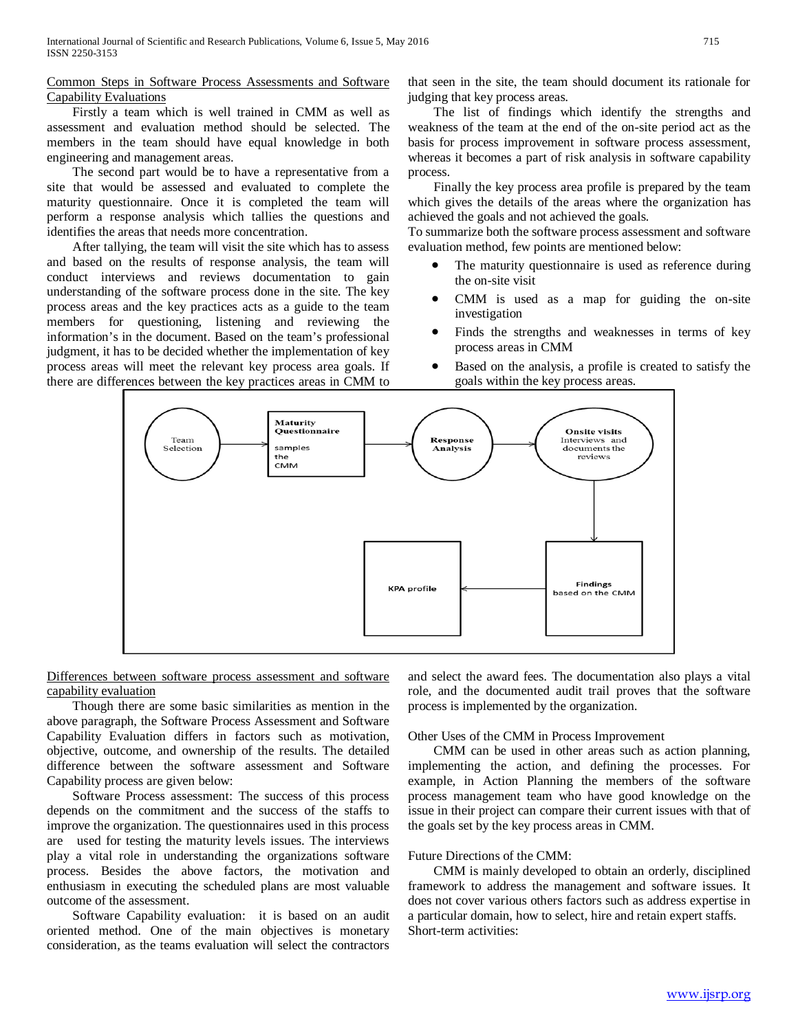Common Steps in Software Process Assessments and Software Capability Evaluations

Firstly a team which is well trained in CMM as well as assessment and evaluation method should be selected. The members in the team should have equal knowledge in both engineering and management areas.

The second part would be to have a representative from a site that would be assessed and evaluated to complete the maturity questionnaire. Once it is completed the team will perform a response analysis which tallies the questions and identifies the areas that needs more concentration.

After tallying, the team will visit the site which has to assess and based on the results of response analysis, the team will conduct interviews and reviews documentation to gain understanding of the software process done in the site. The key process areas and the key practices acts as a guide to the team members for questioning, listening and reviewing the information's in the document. Based on the team's professional judgment, it has to be decided whether the implementation of key process areas will meet the relevant key process area goals. If there are differences between the key practices areas in CMM to that seen in the site, the team should document its rationale for judging that key process areas.

The list of findings which identify the strengths and weakness of the team at the end of the on-site period act as the basis for process improvement in software process assessment, whereas it becomes a part of risk analysis in software capability process.

Finally the key process area profile is prepared by the team which gives the details of the areas where the organization has achieved the goals and not achieved the goals.

To summarize both the software process assessment and software evaluation method, few points are mentioned below:

- The maturity questionnaire is used as reference during the on-site visit
- CMM is used as a map for guiding the on-site investigation
- Finds the strengths and weaknesses in terms of key process areas in CMM
- Based on the analysis, a profile is created to satisfy the goals within the key process areas.

Team Selection → Maturity Questionnaire (samples the CMM) → Response Analysis → Onsite visits (Interviews and documents the reviews) → Findings based on the CMM → KPA profile

Differences between software process assessment and software capability evaluation

Though there are some basic similarities as mention in the above paragraph, the Software Process Assessment and Software Capability Evaluation differs in factors such as motivation, objective, outcome, and ownership of the results. The detailed difference between the software assessment and Software Capability process are given below:

Software Process assessment: The success of this process depends on the commitment and the success of the staffs to improve the organization. The questionnaires used in this process are used for testing the maturity levels issues. The interviews play a vital role in understanding the organizations software process. Besides the above factors, the motivation and enthusiasm in executing the scheduled plans are most valuable outcome of the assessment.

Software Capability evaluation: it is based on an audit oriented method. One of the main objectives is monetary consideration, as the teams evaluation will select the contractors and select the award fees. The documentation also plays a vital role, and the documented audit trail proves that the software process is implemented by the organization.

Other Uses of the CMM in Process Improvement

CMM can be used in other areas such as action planning, implementing the action, and defining the processes. For example, in Action Planning the members of the software process management team who have good knowledge on the issue in their project can compare their current issues with that of the goals set by the key process areas in CMM.

Future Directions of the CMM:

CMM is mainly developed to obtain an orderly, disciplined framework to address the management and software issues. It does not cover various others factors such as address expertise in a particular domain, how to select, hire and retain expert staffs.

Short-term activities: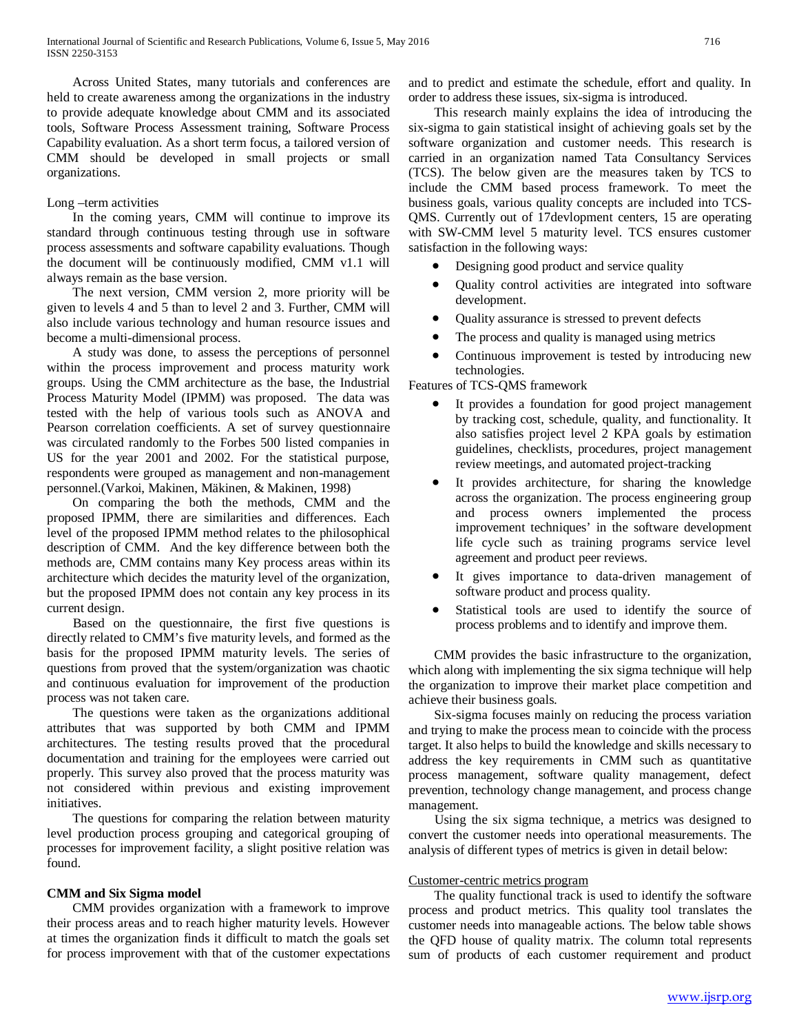Across United States, many tutorials and conferences are held to create awareness among the organizations in the industry to provide adequate knowledge about CMM and its associated tools, Software Process Assessment training, Software Process Capability evaluation. As a short term focus, a tailored version of CMM should be developed in small projects or small organizations.

Long –term activities

In the coming years, CMM will continue to improve its standard through continuous testing through use in software process assessments and software capability evaluations. Though the document will be continuously modified, CMM v1.1 will always remain as the base version.

The next version, CMM version 2, more priority will be given to levels 4 and 5 than to level 2 and 3. Further, CMM will also include various technology and human resource issues and become a multi-dimensional process.

A study was done, to assess the perceptions of personnel within the process improvement and process maturity work groups. Using the CMM architecture as the base, the Industrial Process Maturity Model (IPMM) was proposed. The data was tested with the help of various tools such as ANOVA and Pearson correlation coefficients. A set of survey questionnaire was circulated randomly to the Forbes 500 listed companies in US for the year 2001 and 2002. For the statistical purpose, respondents were grouped as management and non-management personnel.(Varkoi, Makinen, Mäkinen, & Makinen, 1998)

On comparing the both the methods, CMM and the proposed IPMM, there are similarities and differences. Each level of the proposed IPMM method relates to the philosophical description of CMM. And the key difference between both the methods are, CMM contains many Key process areas within its architecture which decides the maturity level of the organization, but the proposed IPMM does not contain any key process in its current design.

Based on the questionnaire, the first five questions is directly related to CMM's five maturity levels, and formed as the basis for the proposed IPMM maturity levels. The series of questions from proved that the system/organization was chaotic and continuous evaluation for improvement of the production process was not taken care.

The questions were taken as the organizations additional attributes that was supported by both CMM and IPMM architectures. The testing results proved that the procedural documentation and training for the employees were carried out properly. This survey also proved that the process maturity was not considered within previous and existing improvement initiatives.

The questions for comparing the relation between maturity level production process grouping and categorical grouping of processes for improvement facility, a slight positive relation was found.

**CMM and Six Sigma model**

CMM provides organization with a framework to improve their process areas and to reach higher maturity levels. However at times the organization finds it difficult to match the goals set for process improvement with that of the customer expectations and to predict and estimate the schedule, effort and quality. In order to address these issues, six-sigma is introduced.

This research mainly explains the idea of introducing the six-sigma to gain statistical insight of achieving goals set by the software organization and customer needs. This research is carried in an organization named Tata Consultancy Services (TCS). The below given are the measures taken by TCS to include the CMM based process framework. To meet the business goals, various quality concepts are included into TCS-QMS. Currently out of 17devlopment centers, 15 are operating with SW-CMM level 5 maturity level. TCS ensures customer satisfaction in the following ways:

- Designing good product and service quality
- Quality control activities are integrated into software development.
- Quality assurance is stressed to prevent defects
- The process and quality is managed using metrics
- Continuous improvement is tested by introducing new technologies.

Features of TCS-QMS framework

- It provides a foundation for good project management by tracking cost, schedule, quality, and functionality. It also satisfies project level 2 KPA goals by estimation guidelines, checklists, procedures, project management review meetings, and automated project-tracking
- It provides architecture, for sharing the knowledge across the organization. The process engineering group and process owners implemented the process improvement techniques' in the software development life cycle such as training programs service level agreement and product peer reviews.
- It gives importance to data-driven management of software product and process quality.
- Statistical tools are used to identify the source of process problems and to identify and improve them.

CMM provides the basic infrastructure to the organization, which along with implementing the six sigma technique will help the organization to improve their market place competition and achieve their business goals.

Six-sigma focuses mainly on reducing the process variation and trying to make the process mean to coincide with the process target. It also helps to build the knowledge and skills necessary to address the key requirements in CMM such as quantitative process management, software quality management, defect prevention, technology change management, and process change management.

Using the six sigma technique, a metrics was designed to convert the customer needs into operational measurements. The analysis of different types of metrics is given in detail below:

Customer-centric metrics program

The quality functional track is used to identify the software process and product metrics. This quality tool translates the customer needs into manageable actions. The below table shows the QFD house of quality matrix. The column total represents sum of products of each customer requirement and product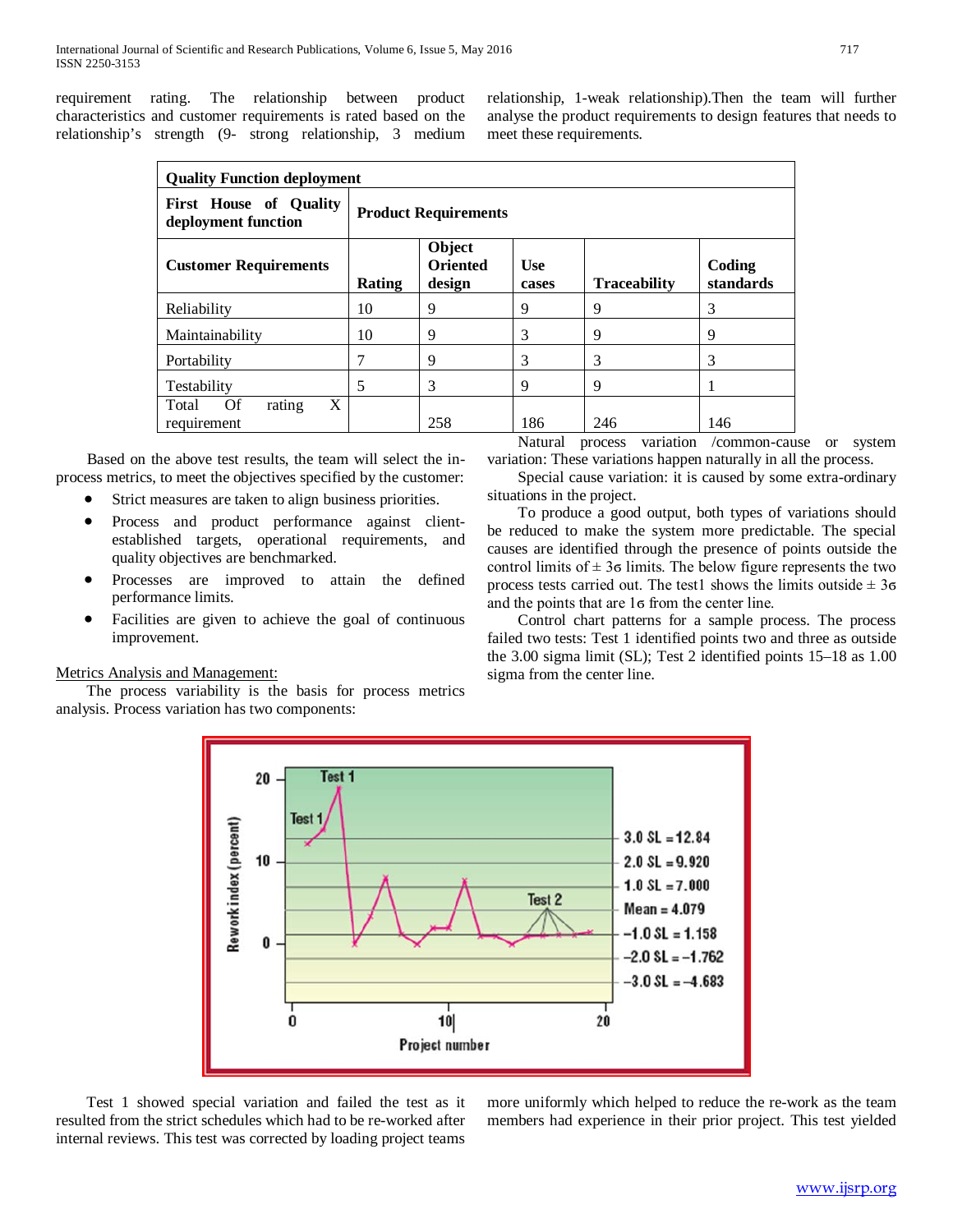requirement rating. The relationship between product characteristics and customer requirements is rated based on the relationship's strength (9- strong relationship, 3 medium relationship, 1-weak relationship).Then the team will further analyse the product requirements to design features that needs to meet these requirements.

| **Quality Function deployment** | | | | | |
|---|---|---|---|---|---|
| **First House of Quality deployment function** | **Product Requirements** | | | | |
| **Customer Requirements** | **Rating** | **Object Oriented design** | **Use cases** | **Traceability** | **Coding standards** |
| Reliability | 10 | 9 | 9 | 9 | 3 |
| Maintainability | 10 | 9 | 3 | 9 | 9 |
| Portability | 7 | 9 | 3 | 3 | 3 |
| Testability | 5 | 3 | 9 | 9 | 1 |
| Total Of rating X requirement | | 258 | 186 | 246 | 146 |

Based on the above test results, the team will select the in-process metrics, to meet the objectives specified by the customer:

- Strict measures are taken to align business priorities.
- Process and product performance against client-established targets, operational requirements, and quality objectives are benchmarked.
- Processes are improved to attain the defined performance limits.
- Facilities are given to achieve the goal of continuous improvement.

Metrics Analysis and Management:

The process variability is the basis for process metrics analysis. Process variation has two components:

Natural process variation /common-cause or system variation: These variations happen naturally in all the process.

Special cause variation: it is caused by some extra-ordinary situations in the project.

To produce a good output, both types of variations should be reduced to make the system more predictable. The special causes are identified through the presence of points outside the control limits of ± 3σ limits. The below figure represents the two process tests carried out. The test1 shows the limits outside ± 3σ and the points that are 1σ from the center line.

Control chart patterns for a sample process. The process failed two tests: Test 1 identified points two and three as outside the 3.00 sigma limit (SL); Test 2 identified points 15–18 as 1.00 sigma from the center line.

Test 1 showed special variation and failed the test as it resulted from the strict schedules which had to be re-worked after internal reviews. This test was corrected by loading project teams more uniformly which helped to reduce the re-work as the team members had experience in their prior project. This test yielded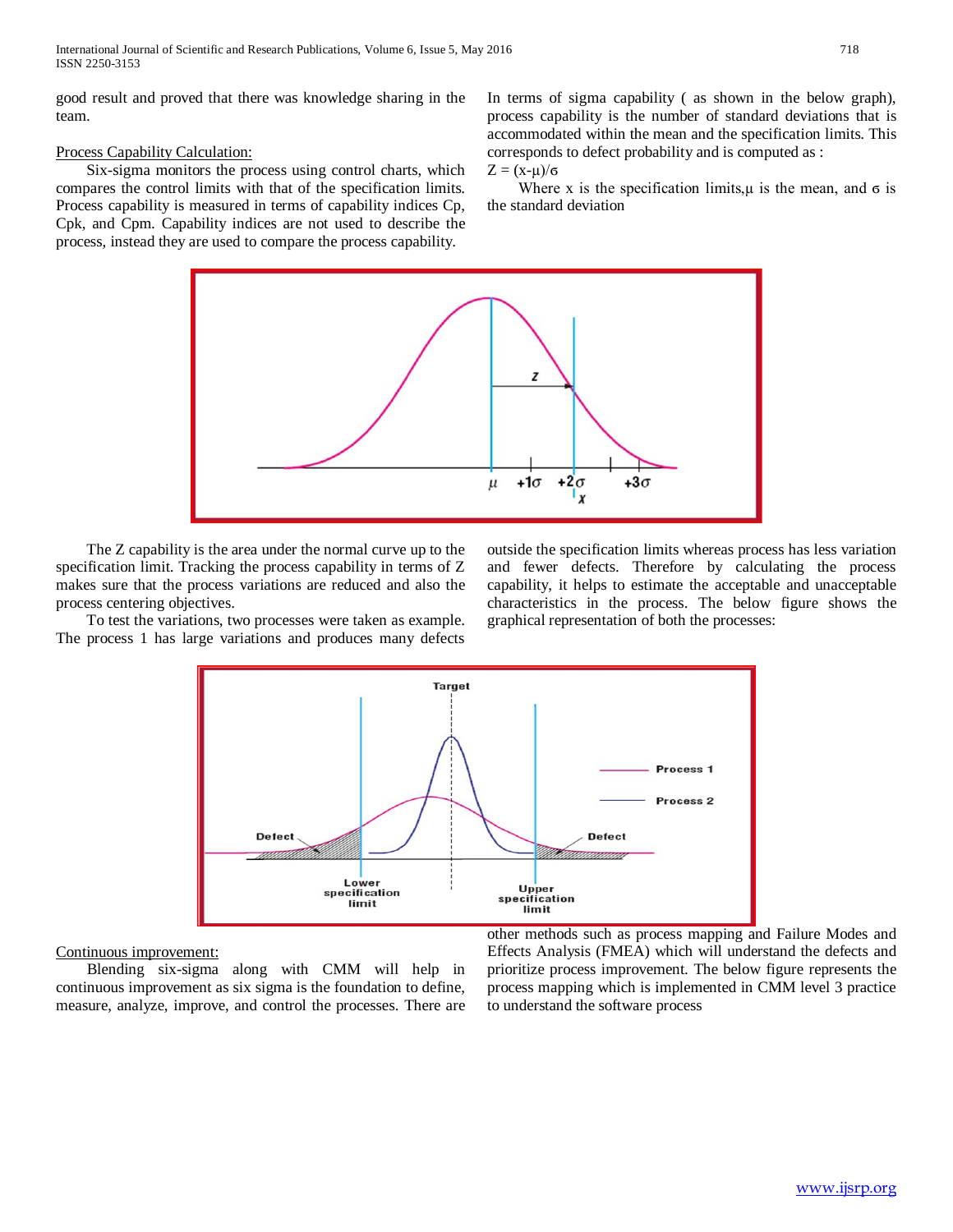good result and proved that there was knowledge sharing in the team.

Process Capability Calculation:

Six-sigma monitors the process using control charts, which compares the control limits with that of the specification limits. Process capability is measured in terms of capability indices Cp, Cpk, and Cpm. Capability indices are not used to describe the process, instead they are used to compare the process capability.

In terms of sigma capability ( as shown in the below graph), process capability is the number of standard deviations that is accommodated within the mean and the specification limits. This corresponds to defect probability and is computed as :

$Z = (x-\mu)/\sigma$

Where x is the specification limits, $\mu$ is the mean, and $\sigma$ is the standard deviation

The Z capability is the area under the normal curve up to the specification limit. Tracking the process capability in terms of Z makes sure that the process variations are reduced and also the process centering objectives.

To test the variations, two processes were taken as example. The process 1 has large variations and produces many defects outside the specification limits whereas process has less variation and fewer defects. Therefore by calculating the process capability, it helps to estimate the acceptable and unacceptable characteristics in the process. The below figure shows the graphical representation of both the processes:

Continuous improvement:

Blending six-sigma along with CMM will help in continuous improvement as six sigma is the foundation to define, measure, analyze, improve, and control the processes. There are other methods such as process mapping and Failure Modes and Effects Analysis (FMEA) which will understand the defects and prioritize process improvement. The below figure represents the process mapping which is implemented in CMM level 3 practice to understand the software process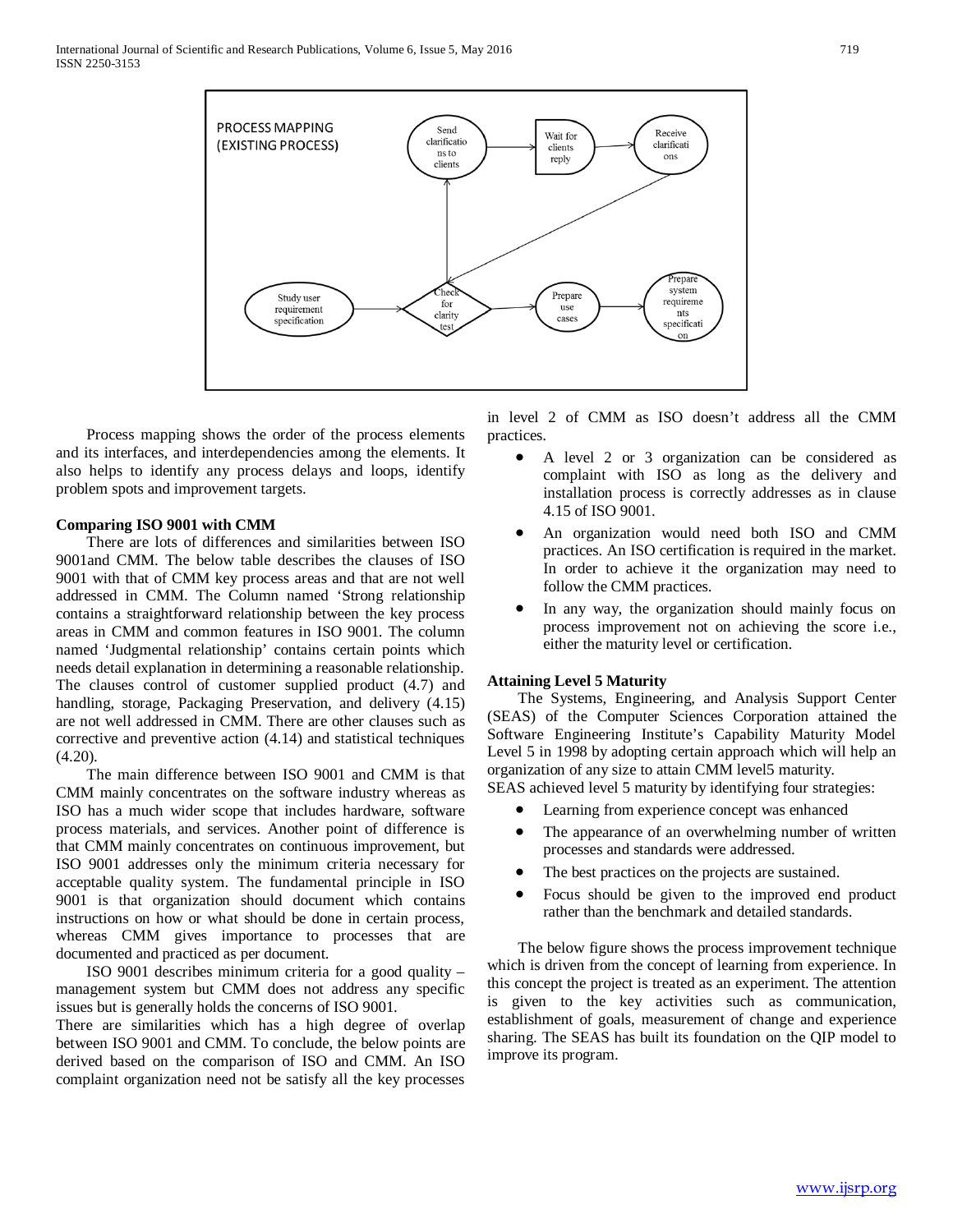PROCESS MAPPING (EXISTING PROCESS)

Process mapping shows the order of the process elements and its interfaces, and interdependencies among the elements. It also helps to identify any process delays and loops, identify problem spots and improvement targets.

**Comparing ISO 9001 with CMM**

There are lots of differences and similarities between ISO 9001and CMM. The below table describes the clauses of ISO 9001 with that of CMM key process areas and that are not well addressed in CMM. The Column named 'Strong relationship contains a straightforward relationship between the key process areas in CMM and common features in ISO 9001. The column named 'Judgmental relationship' contains certain points which needs detail explanation in determining a reasonable relationship. The clauses control of customer supplied product (4.7) and handling, storage, Packaging Preservation, and delivery (4.15) are not well addressed in CMM. There are other clauses such as corrective and preventive action (4.14) and statistical techniques (4.20).

The main difference between ISO 9001 and CMM is that CMM mainly concentrates on the software industry whereas as ISO has a much wider scope that includes hardware, software process materials, and services. Another point of difference is that CMM mainly concentrates on continuous improvement, but ISO 9001 addresses only the minimum criteria necessary for acceptable quality system. The fundamental principle in ISO 9001 is that organization should document which contains instructions on how or what should be done in certain process, whereas CMM gives importance to processes that are documented and practiced as per document.

ISO 9001 describes minimum criteria for a good quality – management system but CMM does not address any specific issues but is generally holds the concerns of ISO 9001.

There are similarities which has a high degree of overlap between ISO 9001 and CMM. To conclude, the below points are derived based on the comparison of ISO and CMM. An ISO complaint organization need not be satisfy all the key processes in level 2 of CMM as ISO doesn't address all the CMM practices.

- A level 2 or 3 organization can be considered as complaint with ISO as long as the delivery and installation process is correctly addresses as in clause 4.15 of ISO 9001.
- An organization would need both ISO and CMM practices. An ISO certification is required in the market. In order to achieve it the organization may need to follow the CMM practices.
- In any way, the organization should mainly focus on process improvement not on achieving the score i.e., either the maturity level or certification.

**Attaining Level 5 Maturity**

The Systems, Engineering, and Analysis Support Center (SEAS) of the Computer Sciences Corporation attained the Software Engineering Institute's Capability Maturity Model Level 5 in 1998 by adopting certain approach which will help an organization of any size to attain CMM level5 maturity.

SEAS achieved level 5 maturity by identifying four strategies:

- Learning from experience concept was enhanced
- The appearance of an overwhelming number of written processes and standards were addressed.
- The best practices on the projects are sustained.
- Focus should be given to the improved end product rather than the benchmark and detailed standards.

The below figure shows the process improvement technique which is driven from the concept of learning from experience. In this concept the project is treated as an experiment. The attention is given to the key activities such as communication, establishment of goals, measurement of change and experience sharing. The SEAS has built its foundation on the QIP model to improve its program.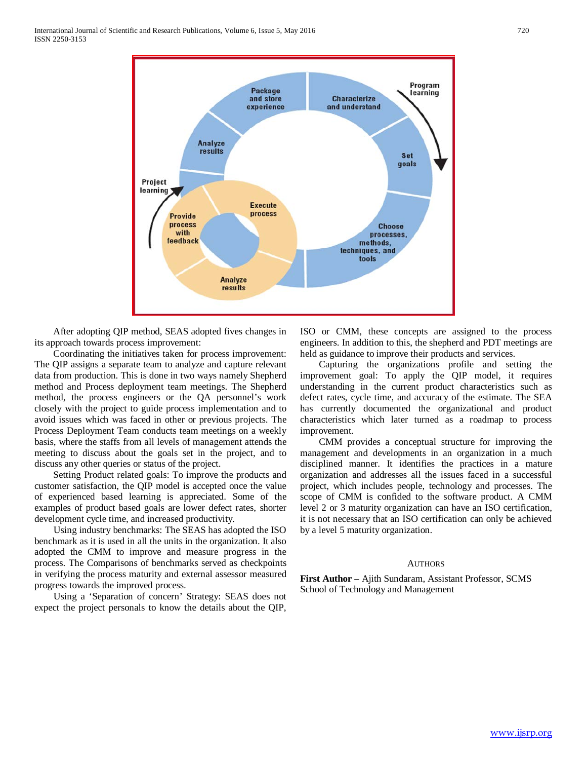Program learning

Characterize and understand

Set goals

Choose processes, methods, techniques, and tools

Package and store experience

Analyze results

Project learning

Execute process

Provide process with feedback

Analyze results

After adopting QIP method, SEAS adopted fives changes in its approach towards process improvement:

Coordinating the initiatives taken for process improvement: The QIP assigns a separate team to analyze and capture relevant data from production. This is done in two ways namely Shepherd method and Process deployment team meetings. The Shepherd method, the process engineers or the QA personnel's work closely with the project to guide process implementation and to avoid issues which was faced in other or previous projects. The Process Deployment Team conducts team meetings on a weekly basis, where the staffs from all levels of management attends the meeting to discuss about the goals set in the project, and to discuss any other queries or status of the project.

Setting Product related goals: To improve the products and customer satisfaction, the QIP model is accepted once the value of experienced based learning is appreciated. Some of the examples of product based goals are lower defect rates, shorter development cycle time, and increased productivity.

Using industry benchmarks: The SEAS has adopted the ISO benchmark as it is used in all the units in the organization. It also adopted the CMM to improve and measure progress in the process. The Comparisons of benchmarks served as checkpoints in verifying the process maturity and external assessor measured progress towards the improved process.

Using a 'Separation of concern' Strategy: SEAS does not expect the project personals to know the details about the QIP, ISO or CMM, these concepts are assigned to the process engineers. In addition to this, the shepherd and PDT meetings are held as guidance to improve their products and services.

Capturing the organizations profile and setting the improvement goal: To apply the QIP model, it requires understanding in the current product characteristics such as defect rates, cycle time, and accuracy of the estimate. The SEA has currently documented the organizational and product characteristics which later turned as a roadmap to process improvement.

CMM provides a conceptual structure for improving the management and developments in an organization in a much disciplined manner. It identifies the practices in a mature organization and addresses all the issues faced in a successful project, which includes people, technology and processes. The scope of CMM is confided to the software product. A CMM level 2 or 3 maturity organization can have an ISO certification, it is not necessary that an ISO certification can only be achieved by a level 5 maturity organization.

## Authors

**First Author** – Ajith Sundaram, Assistant Professor, SCMS School of Technology and Management